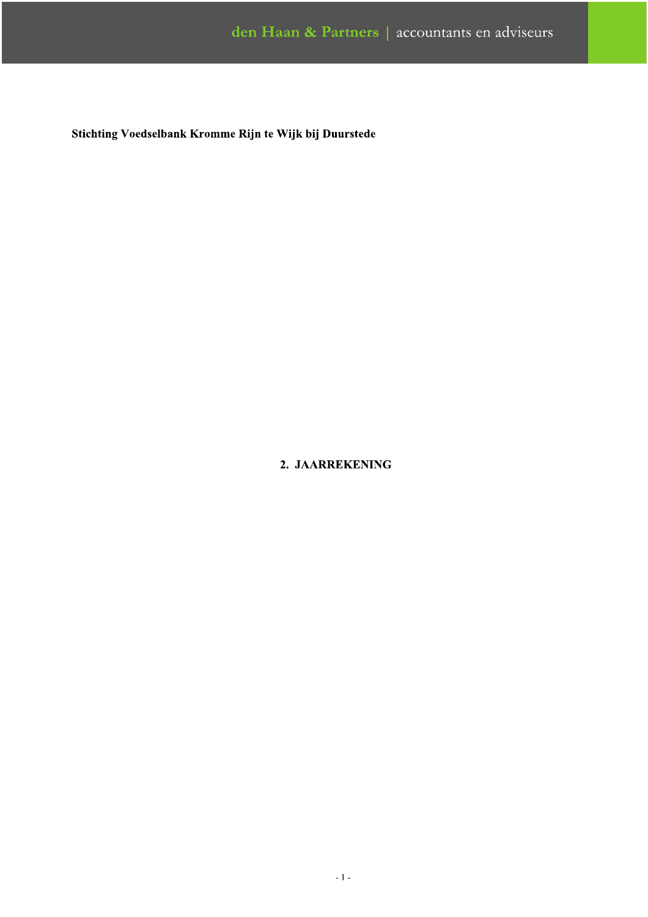**Stichting Voedselbank Kromme Rijn te Wijk bij Duurstede**

# 2. JAARREKENING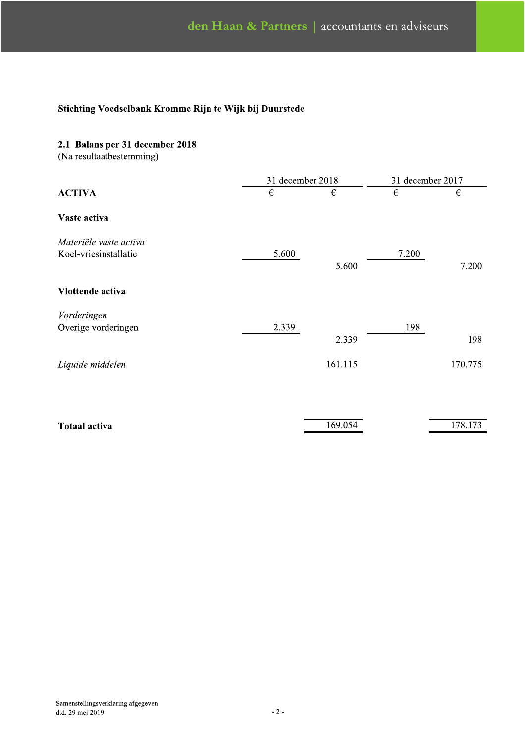**Stichting Voedselbank Kromme Rijn te Wijk bij Duurstede**

## 2.1 Balans per 31 december 2018

(Na resultaatbestemming)

| | 31 december 2018 | | 31 december 2017 | |
|---|---|---|---|---|
| **ACTIVA** | € | € | € | € |
| **Vaste activa** | | | | |
| *Materiële vaste activa* | | | | |
| Koel-vriesinstallatie | 5.600 | | 7.200 | |
| | | 5.600 | | 7.200 |
| **Vlottende activa** | | | | |
| *Vorderingen* | | | | |
| Overige vorderingen | 2.339 | | 198 | |
| | | 2.339 | | 198 |
| *Liquide middelen* | | 161.115 | | 170.775 |
| **Totaal activa** | | 169.054 | | 178.173 |

Samenstellingsverklaring afgegeven
d.d. 29 mei 2019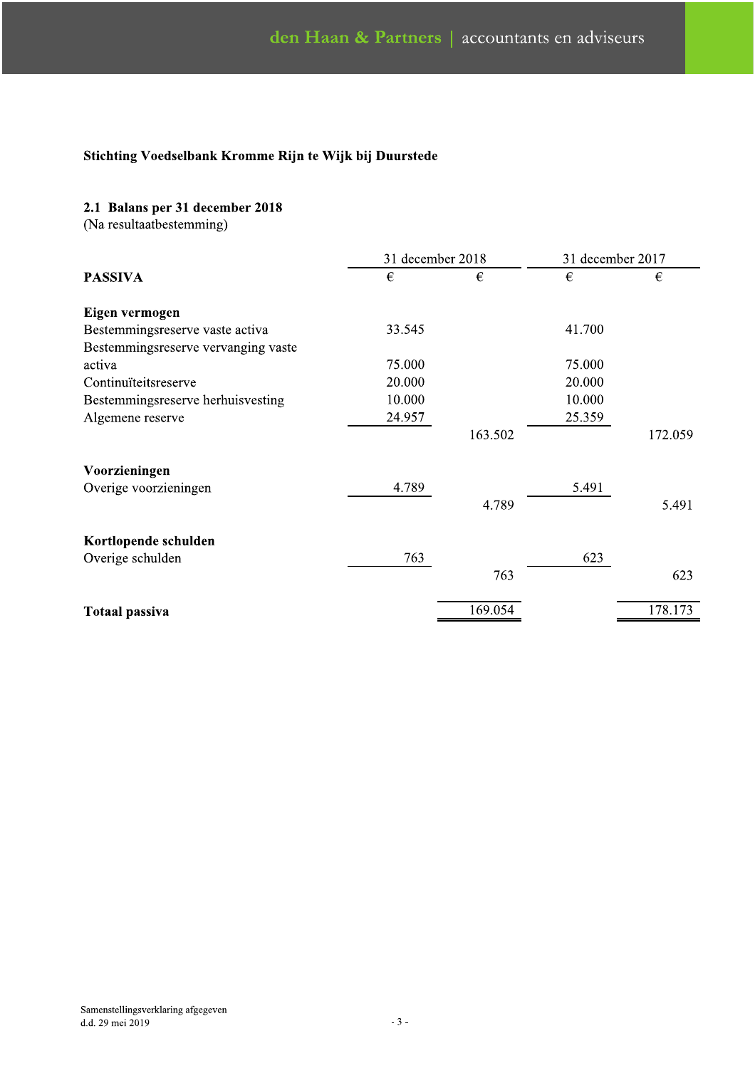**Stichting Voedselbank Kromme Rijn te Wijk bij Duurstede**

## 2.1 Balans per 31 december 2018

(Na resultaatbestemming)

| PASSIVA | 31 december 2018 | | 31 december 2017 | |
|---|---|---|---|---|
| | € | € | € | € |
| **Eigen vermogen** | | | | |
| Bestemmingsreserve vaste activa | 33.545 | | 41.700 | |
| Bestemmingsreserve vervanging vaste activa | 75.000 | | 75.000 | |
| Continuïteitsreserve | 20.000 | | 20.000 | |
| Bestemmingsreserve herhuisvesting | 10.000 | | 10.000 | |
| Algemene reserve | 24.957 | | 25.359 | |
| | | 163.502 | | 172.059 |
| **Voorzieningen** | | | | |
| Overige voorzieningen | 4.789 | | 5.491 | |
| | | 4.789 | | 5.491 |
| **Kortlopende schulden** | | | | |
| Overige schulden | 763 | | 623 | |
| | | 763 | | 623 |
| **Totaal passiva** | | 169.054 | | 178.173 |

Samenstellingsverklaring afgegeven
d.d. 29 mei 2019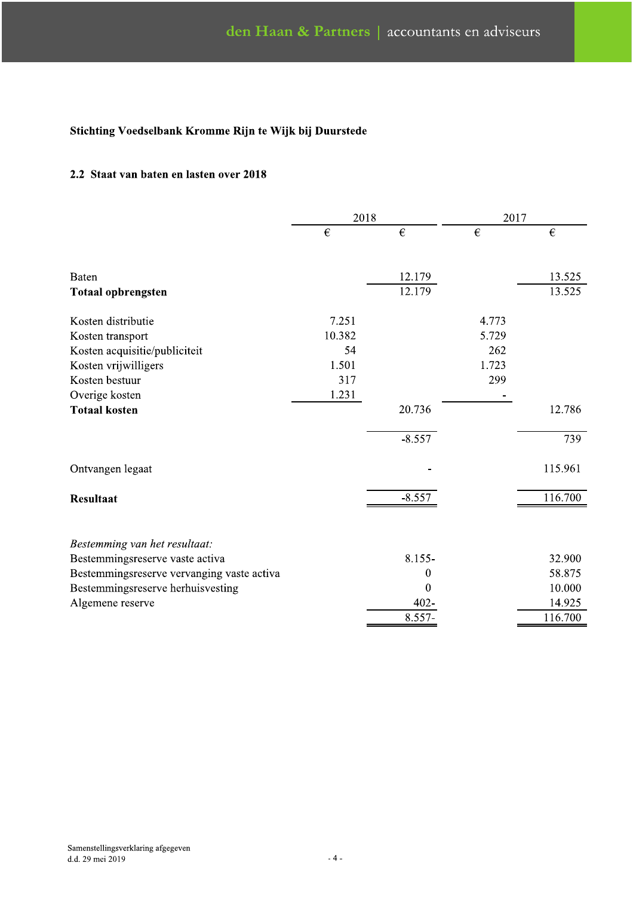**Stichting Voedselbank Kromme Rijn te Wijk bij Duurstede**

## 2.2 Staat van baten en lasten over 2018

| | 2018 | | 2017 | |
|---|---|---|---|---|
| | € | € | € | € |
| Baten | | 12.179 | | 13.525 |
| **Totaal opbrengsten** | | 12.179 | | 13.525 |
| Kosten distributie | 7.251 | | 4.773 | |
| Kosten transport | 10.382 | | 5.729 | |
| Kosten acquisitie/publiciteit | 54 | | 262 | |
| Kosten vrijwilligers | 1.501 | | 1.723 | |
| Kosten bestuur | 317 | | 299 | |
| Overige kosten | 1.231 | | - | |
| **Totaal kosten** | | 20.736 | | 12.786 |
| | | -8.557 | | 739 |
| Ontvangen legaat | | - | | 115.961 |
| **Resultaat** | | -8.557 | | 116.700 |
| *Bestemming van het resultaat:* | | | | |
| Bestemmingsreserve vaste activa | | 8.155- | | 32.900 |
| Bestemmingsreserve vervanging vaste activa | | 0 | | 58.875 |
| Bestemmingsreserve herhuisvesting | | 0 | | 10.000 |
| Algemene reserve | | 402- | | 14.925 |
| | | 8.557- | | 116.700 |

Samenstellingsverklaring afgegeven
d.d. 29 mei 2019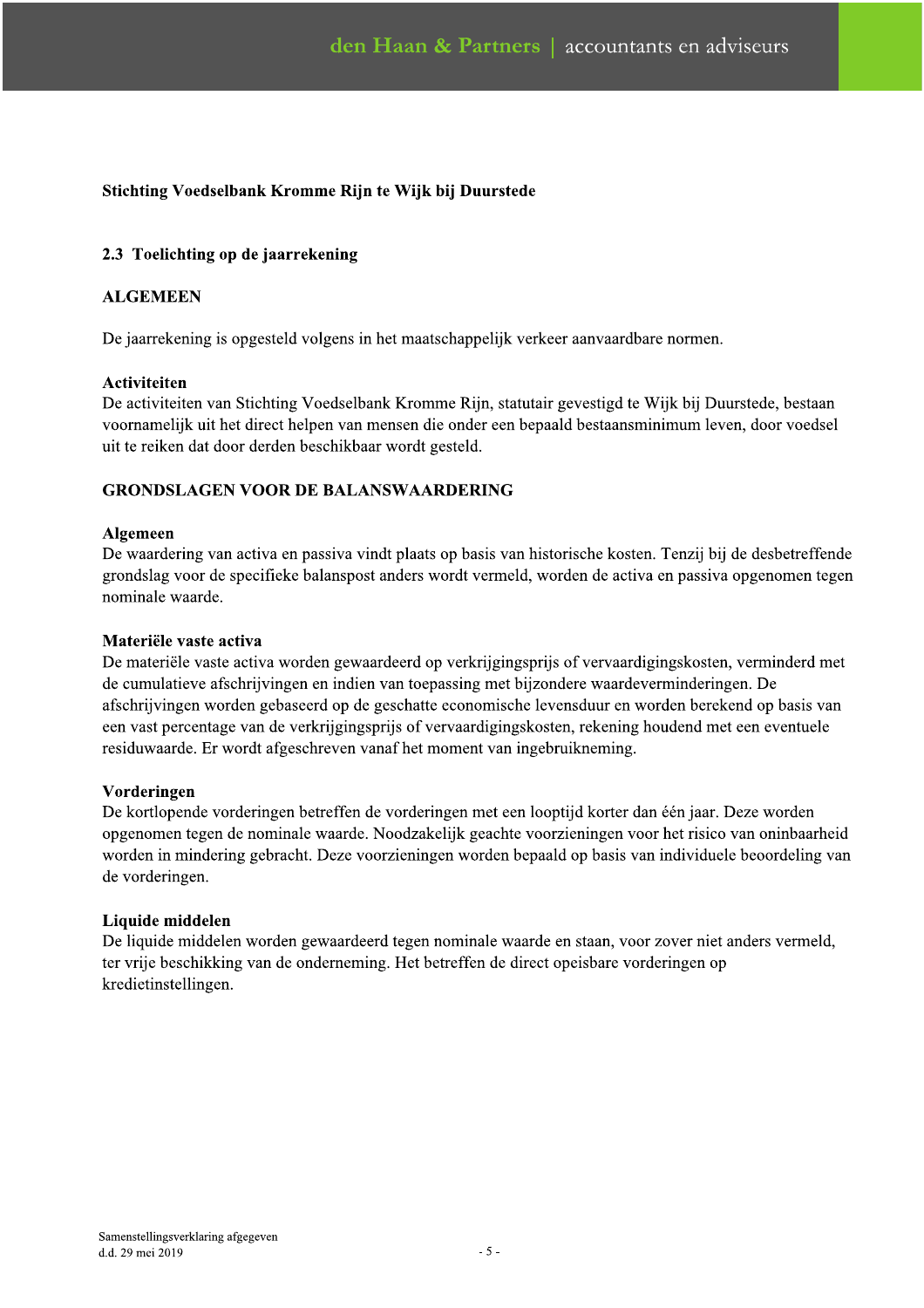**Stichting Voedselbank Kromme Rijn te Wijk bij Duurstede**

## 2.3 Toelichting op de jaarrekening

### ALGEMEEN

De jaarrekening is opgesteld volgens in het maatschappelijk verkeer aanvaardbare normen.

**Activiteiten**
De activiteiten van Stichting Voedselbank Kromme Rijn, statutair gevestigd te Wijk bij Duurstede, bestaan voornamelijk uit het direct helpen van mensen die onder een bepaald bestaansminimum leven, door voedsel uit te reiken dat door derden beschikbaar wordt gesteld.

### GRONDSLAGEN VOOR DE BALANSWAARDERING

**Algemeen**
De waardering van activa en passiva vindt plaats op basis van historische kosten. Tenzij bij de desbetreffende grondslag voor de specifieke balanspost anders wordt vermeld, worden de activa en passiva opgenomen tegen nominale waarde.

**Materiële vaste activa**
De materiële vaste activa worden gewaardeerd op verkrijgingsprijs of vervaardigingskosten, verminderd met de cumulatieve afschrijvingen en indien van toepassing met bijzondere waardeverminderingen. De afschrijvingen worden gebaseerd op de geschatte economische levensduur en worden berekend op basis van een vast percentage van de verkrijgingsprijs of vervaardigingskosten, rekening houdend met een eventuele residuwaarde. Er wordt afgeschreven vanaf het moment van ingebruikneming.

**Vorderingen**
De kortlopende vorderingen betreffen de vorderingen met een looptijd korter dan één jaar. Deze worden opgenomen tegen de nominale waarde. Noodzakelijk geachte voorzieningen voor het risico van oninbaarheid worden in mindering gebracht. Deze voorzieningen worden bepaald op basis van individuele beoordeling van de vorderingen.

**Liquide middelen**
De liquide middelen worden gewaardeerd tegen nominale waarde en staan, voor zover niet anders vermeld, ter vrije beschikking van de onderneming. Het betreffen de direct opeisbare vorderingen op kredietinstellingen.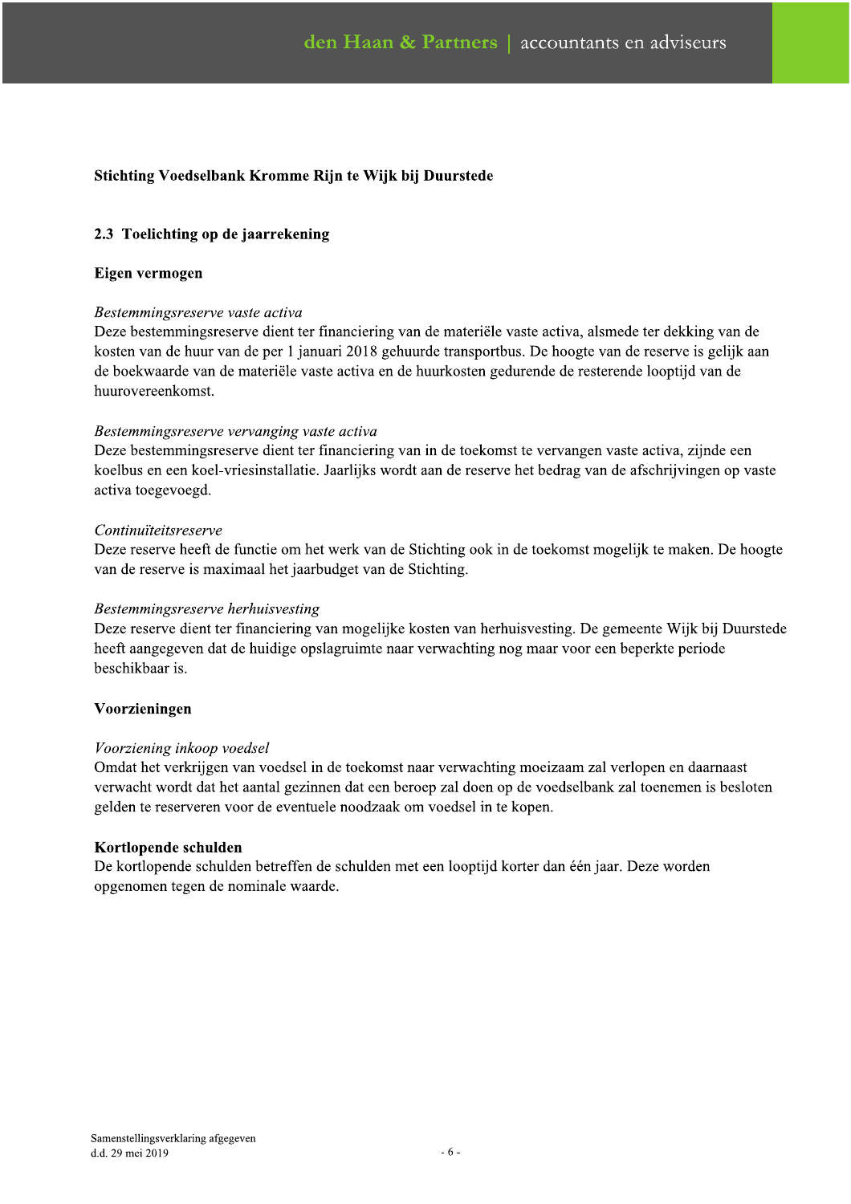**Stichting Voedselbank Kromme Rijn te Wijk bij Duurstede**

## 2.3 Toelichting op de jaarrekening

### Eigen vermogen

*Bestemmingsreserve vaste activa*
Deze bestemmingsreserve dient ter financiering van de materiële vaste activa, alsmede ter dekking van de kosten van de huur van de per 1 januari 2018 gehuurde transportbus. De hoogte van de reserve is gelijk aan de boekwaarde van de materiële vaste activa en de huurkosten gedurende de resterende looptijd van de huurovereenkomst.

*Bestemmingsreserve vervanging vaste activa*
Deze bestemmingsreserve dient ter financiering van in de toekomst te vervangen vaste activa, zijnde een koelbus en een koel-vriesinstallatie. Jaarlijks wordt aan de reserve het bedrag van de afschrijvingen op vaste activa toegevoegd.

*Continuïteitsreserve*
Deze reserve heeft de functie om het werk van de Stichting ook in de toekomst mogelijk te maken. De hoogte van de reserve is maximaal het jaarbudget van de Stichting.

*Bestemmingsreserve herhuisvesting*
Deze reserve dient ter financiering van mogelijke kosten van herhuisvesting. De gemeente Wijk bij Duurstede heeft aangegeven dat de huidige opslagruimte naar verwachting nog maar voor een beperkte periode beschikbaar is.

### Voorzieningen

*Voorziening inkoop voedsel*
Omdat het verkrijgen van voedsel in de toekomst naar verwachting moeizaam zal verlopen en daarnaast verwacht wordt dat het aantal gezinnen dat een beroep zal doen op de voedselbank zal toenemen is besloten gelden te reserveren voor de eventuele noodzaak om voedsel in te kopen.

### Kortlopende schulden

De kortlopende schulden betreffen de schulden met een looptijd korter dan één jaar. Deze worden opgenomen tegen de nominale waarde.

Samenstellingsverklaring afgegeven
d.d. 29 mei 2019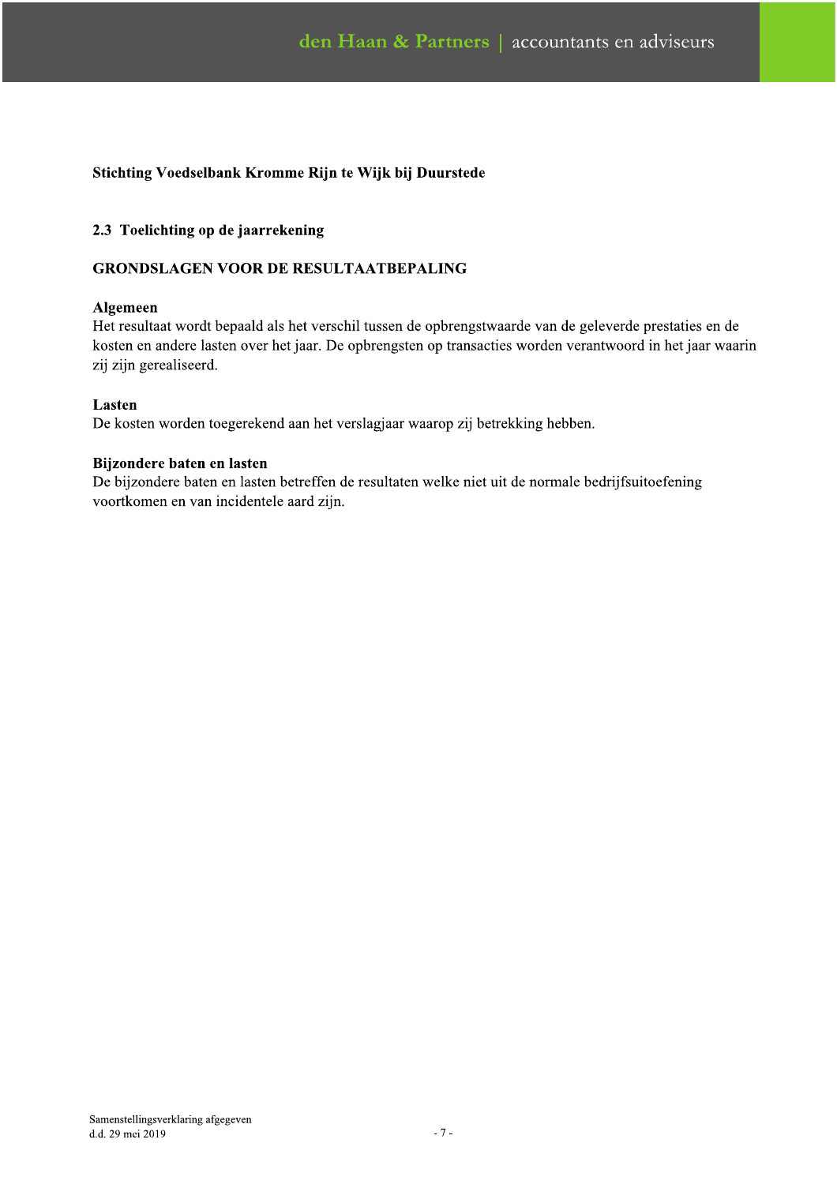**Stichting Voedselbank Kromme Rijn te Wijk bij Duurstede**

## 2.3 Toelichting op de jaarrekening

### GRONDSLAGEN VOOR DE RESULTAATBEPALING

**Algemeen**
Het resultaat wordt bepaald als het verschil tussen de opbrengstwaarde van de geleverde prestaties en de kosten en andere lasten over het jaar. De opbrengsten op transacties worden verantwoord in het jaar waarin zij zijn gerealiseerd.

**Lasten**
De kosten worden toegerekend aan het verslagjaar waarop zij betrekking hebben.

**Bijzondere baten en lasten**
De bijzondere baten en lasten betreffen de resultaten welke niet uit de normale bedrijfsuitoefening voortkomen en van incidentele aard zijn.

Samenstellingsverklaring afgegeven
d.d. 29 mei 2019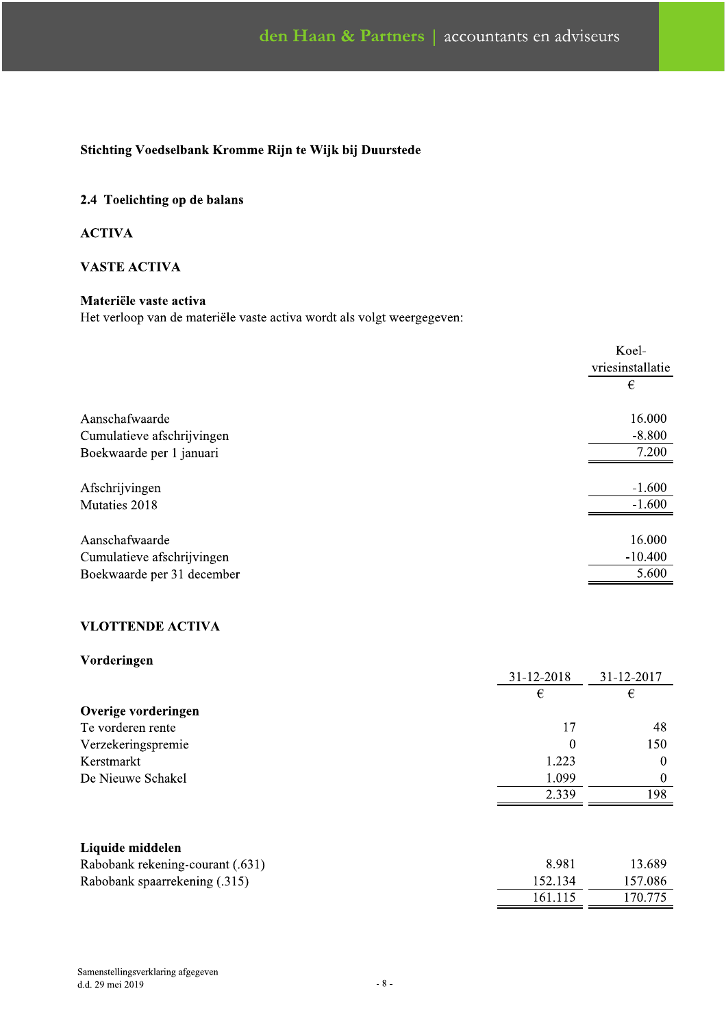**Stichting Voedselbank Kromme Rijn te Wijk bij Duurstede**

## 2.4 Toelichting op de balans

### ACTIVA

### VASTE ACTIVA

**Materiële vaste activa**
Het verloop van de materiële vaste activa wordt als volgt weergegeven:

| | Koel-vriesinstallatie |
|---|---|
| | € |
| Aanschafwaarde | 16.000 |
| Cumulatieve afschrijvingen | -8.800 |
| Boekwaarde per 1 januari | 7.200 |
| | |
| Afschrijvingen | -1.600 |
| Mutaties 2018 | -1.600 |
| | |
| Aanschafwaarde | 16.000 |
| Cumulatieve afschrijvingen | -10.400 |
| Boekwaarde per 31 december | 5.600 |

### VLOTTENDE ACTIVA

**Vorderingen**

| | 31-12-2018 | 31-12-2017 |
|---|---|---|
| | € | € |
| **Overige vorderingen** | | |
| Te vorderen rente | 17 | 48 |
| Verzekeringspremie | 0 | 150 |
| Kerstmarkt | 1.223 | 0 |
| De Nieuwe Schakel | 1.099 | 0 |
| | 2.339 | 198 |

**Liquide middelen**

| | 31-12-2018 | 31-12-2017 |
|---|---|---|
| Rabobank rekening-courant (.631) | 8.981 | 13.689 |
| Rabobank spaarrekening (.315) | 152.134 | 157.086 |
| | 161.115 | 170.775 |

Samenstellingsverklaring afgegeven
d.d. 29 mei 2019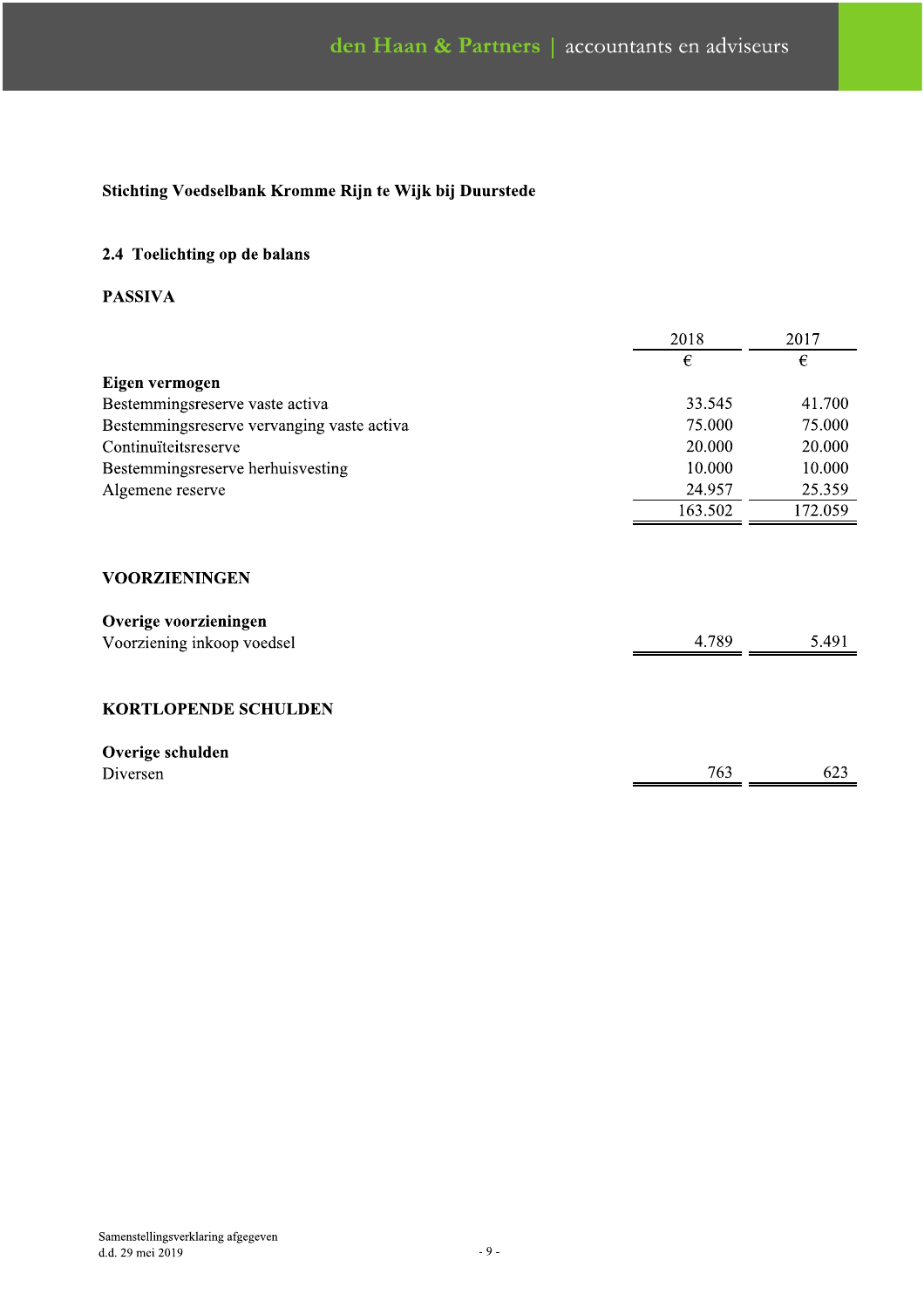**Stichting Voedselbank Kromme Rijn te Wijk bij Duurstede**

## 2.4 Toelichting op de balans

**PASSIVA**

| | 2018 | 2017 |
|---|---|---|
| | € | € |
| **Eigen vermogen** | | |
| Bestemmingsreserve vaste activa | 33.545 | 41.700 |
| Bestemmingsreserve vervanging vaste activa | 75.000 | 75.000 |
| Continuïteitsreserve | 20.000 | 20.000 |
| Bestemmingsreserve herhuisvesting | 10.000 | 10.000 |
| Algemene reserve | 24.957 | 25.359 |
| | 163.502 | 172.059 |

**VOORZIENINGEN**

| | 2018 | 2017 |
|---|---|---|
| **Overige voorzieningen** | | |
| Voorziening inkoop voedsel | 4.789 | 5.491 |

**KORTLOPENDE SCHULDEN**

| | 2018 | 2017 |
|---|---|---|
| **Overige schulden** | | |
| Diversen | 763 | 623 |

Samenstellingsverklaring afgegeven
d.d. 29 mei 2019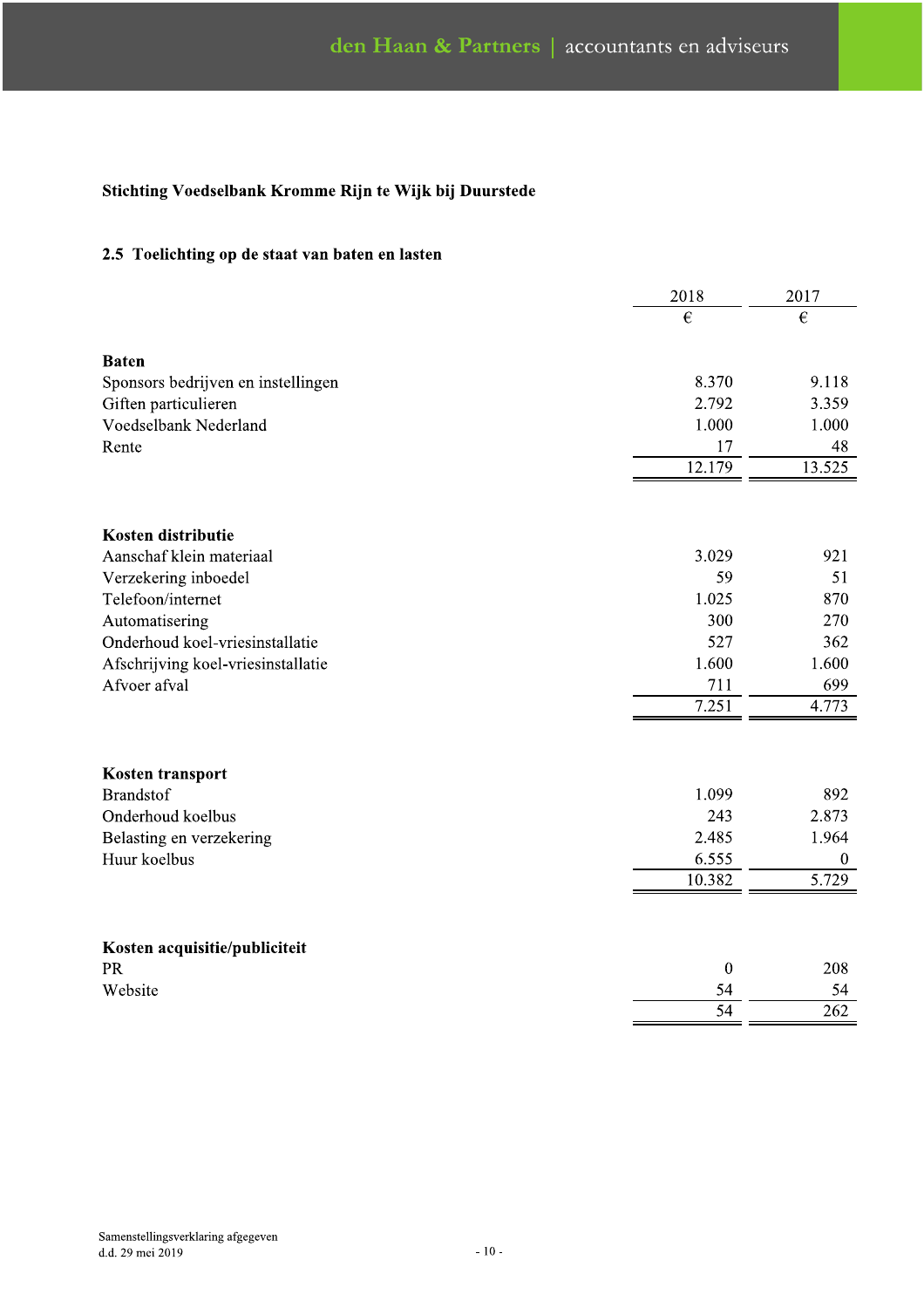**Stichting Voedselbank Kromme Rijn te Wijk bij Duurstede**

## 2.5 Toelichting op de staat van baten en lasten

| | 2018 | 2017 |
|---|---|---|
| | € | € |
| **Baten** | | |
| Sponsors bedrijven en instellingen | 8.370 | 9.118 |
| Giften particulieren | 2.792 | 3.359 |
| Voedselbank Nederland | 1.000 | 1.000 |
| Rente | 17 | 48 |
| | 12.179 | 13.525 |
| **Kosten distributie** | | |
| Aanschaf klein materiaal | 3.029 | 921 |
| Verzekering inboedel | 59 | 51 |
| Telefoon/internet | 1.025 | 870 |
| Automatisering | 300 | 270 |
| Onderhoud koel-vriesinstallatie | 527 | 362 |
| Afschrijving koel-vriesinstallatie | 1.600 | 1.600 |
| Afvoer afval | 711 | 699 |
| | 7.251 | 4.773 |
| **Kosten transport** | | |
| Brandstof | 1.099 | 892 |
| Onderhoud koelbus | 243 | 2.873 |
| Belasting en verzekering | 2.485 | 1.964 |
| Huur koelbus | 6.555 | 0 |
| | 10.382 | 5.729 |
| **Kosten acquisitie/publiciteit** | | |
| PR | 0 | 208 |
| Website | 54 | 54 |
| | 54 | 262 |

Samenstellingsverklaring afgegeven
d.d. 29 mei 2019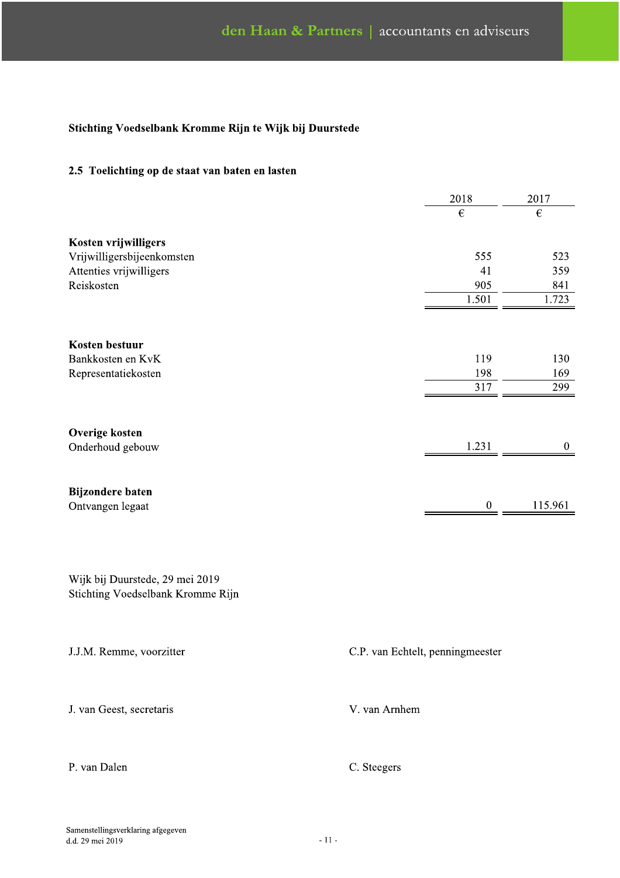**Stichting Voedselbank Kromme Rijn te Wijk bij Duurstede**

## 2.5 Toelichting op de staat van baten en lasten

| | 2018 | 2017 |
|---|---|---|
| | € | € |
| **Kosten vrijwilligers** | | |
| Vrijwilligersbijeenkomsten | 555 | 523 |
| Attenties vrijwilligers | 41 | 359 |
| Reiskosten | 905 | 841 |
| | 1.501 | 1.723 |
| **Kosten bestuur** | | |
| Bankkosten en KvK | 119 | 130 |
| Representatiekosten | 198 | 169 |
| | 317 | 299 |
| **Overige kosten** | | |
| Onderhoud gebouw | 1.231 | 0 |
| **Bijzondere baten** | | |
| Ontvangen legaat | 0 | 115.961 |

Wijk bij Duurstede, 29 mei 2019
Stichting Voedselbank Kromme Rijn

J.J.M. Remme, voorzitter

C.P. van Echtelt, penningmeester

J. van Geest, secretaris

V. van Arnhem

P. van Dalen

C. Steegers

Samenstellingsverklaring afgegeven
d.d. 29 mei 2019